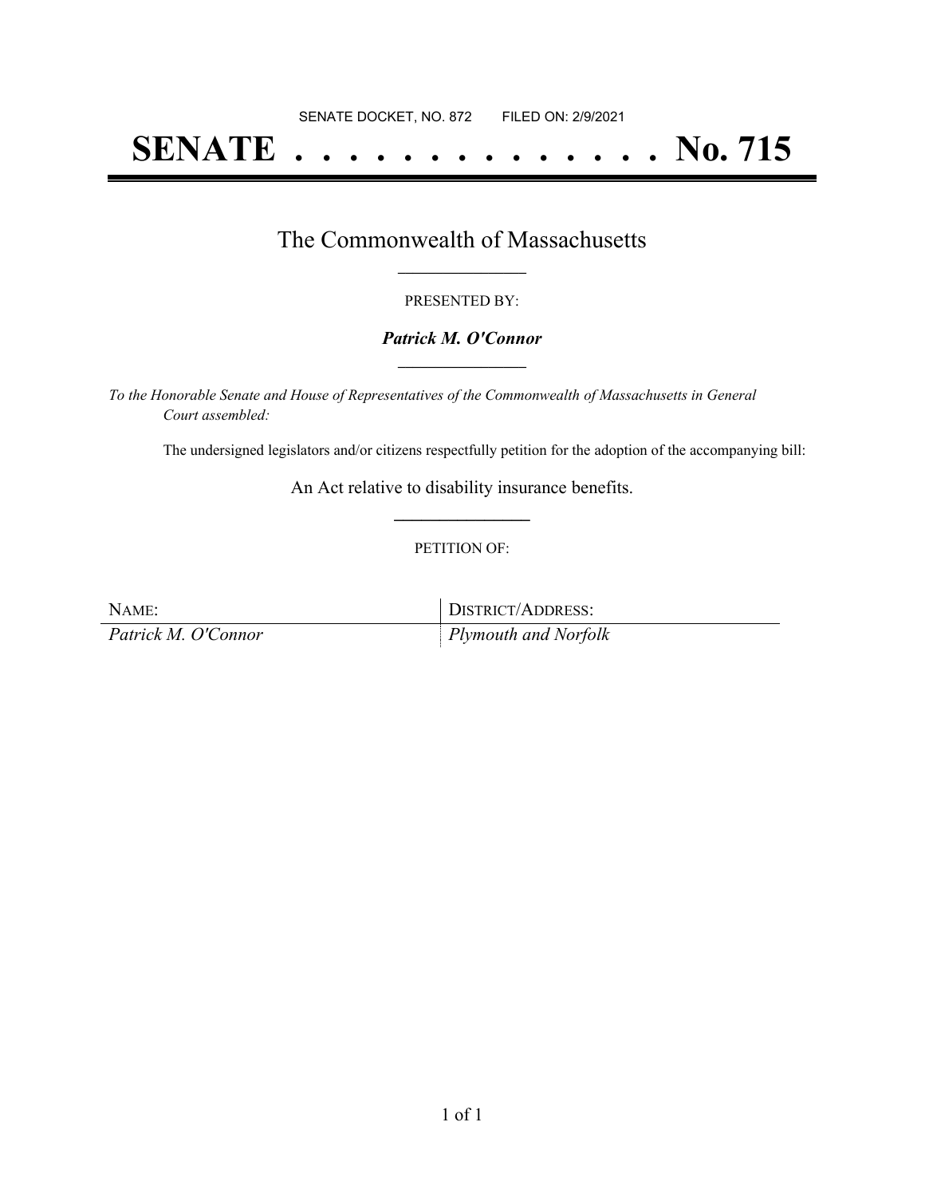SENATE DOCKET, NO. 872 FILED ON: 2/9/2021

# SENATE . . . . . . . . . . . . . . No. 715

## The Commonwealth of Massachusetts

PRESENTED BY:

***Patrick M. O'Connor***

*To the Honorable Senate and House of Representatives of the Commonwealth of Massachusetts in General Court assembled:*

The undersigned legislators and/or citizens respectfully petition for the adoption of the accompanying bill:

An Act relative to disability insurance benefits.

PETITION OF:

| NAME: | DISTRICT/ADDRESS: |
| --- | --- |
| *Patrick M. O'Connor* | *Plymouth and Norfolk* |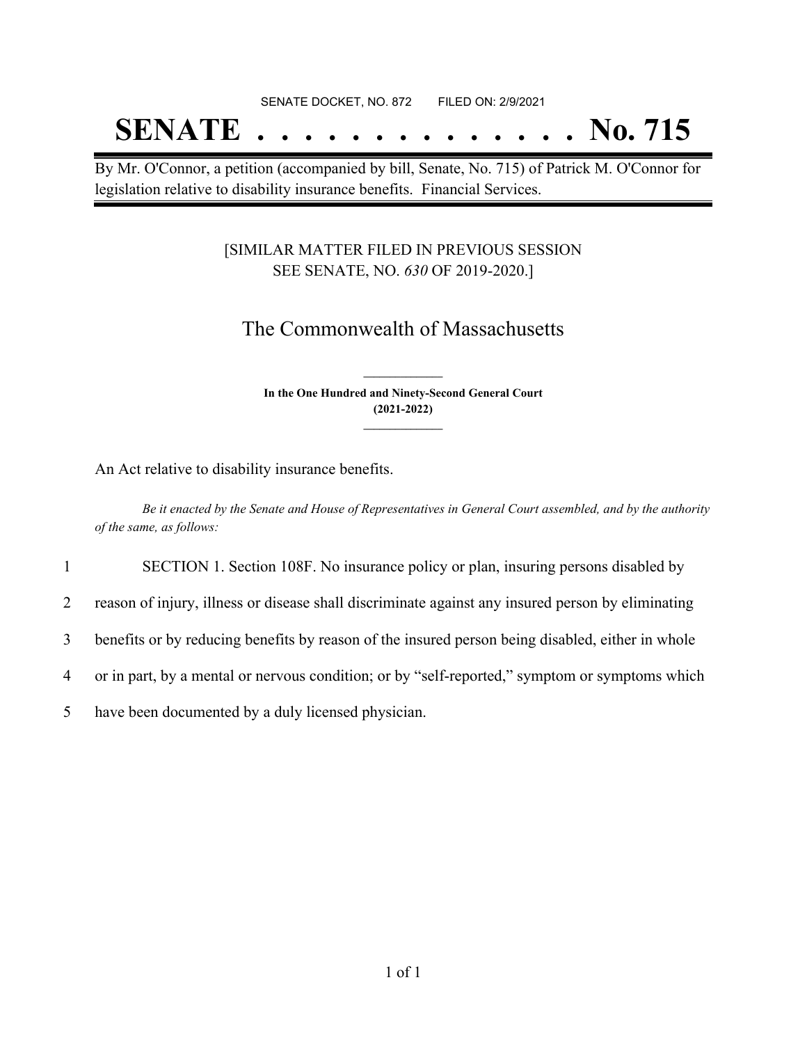SENATE DOCKET, NO. 872        FILED ON: 2/9/2021

# SENATE . . . . . . . . . . . . . . No. 715

By Mr. O'Connor, a petition (accompanied by bill, Senate, No. 715) of Patrick M. O'Connor for legislation relative to disability insurance benefits. Financial Services.

[SIMILAR MATTER FILED IN PREVIOUS SESSION
SEE SENATE, NO. *630* OF 2019-2020.]

## The Commonwealth of Massachusetts

**In the One Hundred and Ninety-Second General Court**
**(2021-2022)**

An Act relative to disability insurance benefits.

*Be it enacted by the Senate and House of Representatives in General Court assembled, and by the authority of the same, as follows:*

1 SECTION 1. Section 108F. No insurance policy or plan, insuring persons disabled by
2 reason of injury, illness or disease shall discriminate against any insured person by eliminating
3 benefits or by reducing benefits by reason of the insured person being disabled, either in whole
4 or in part, by a mental or nervous condition; or by "self-reported," symptom or symptoms which
5 have been documented by a duly licensed physician.